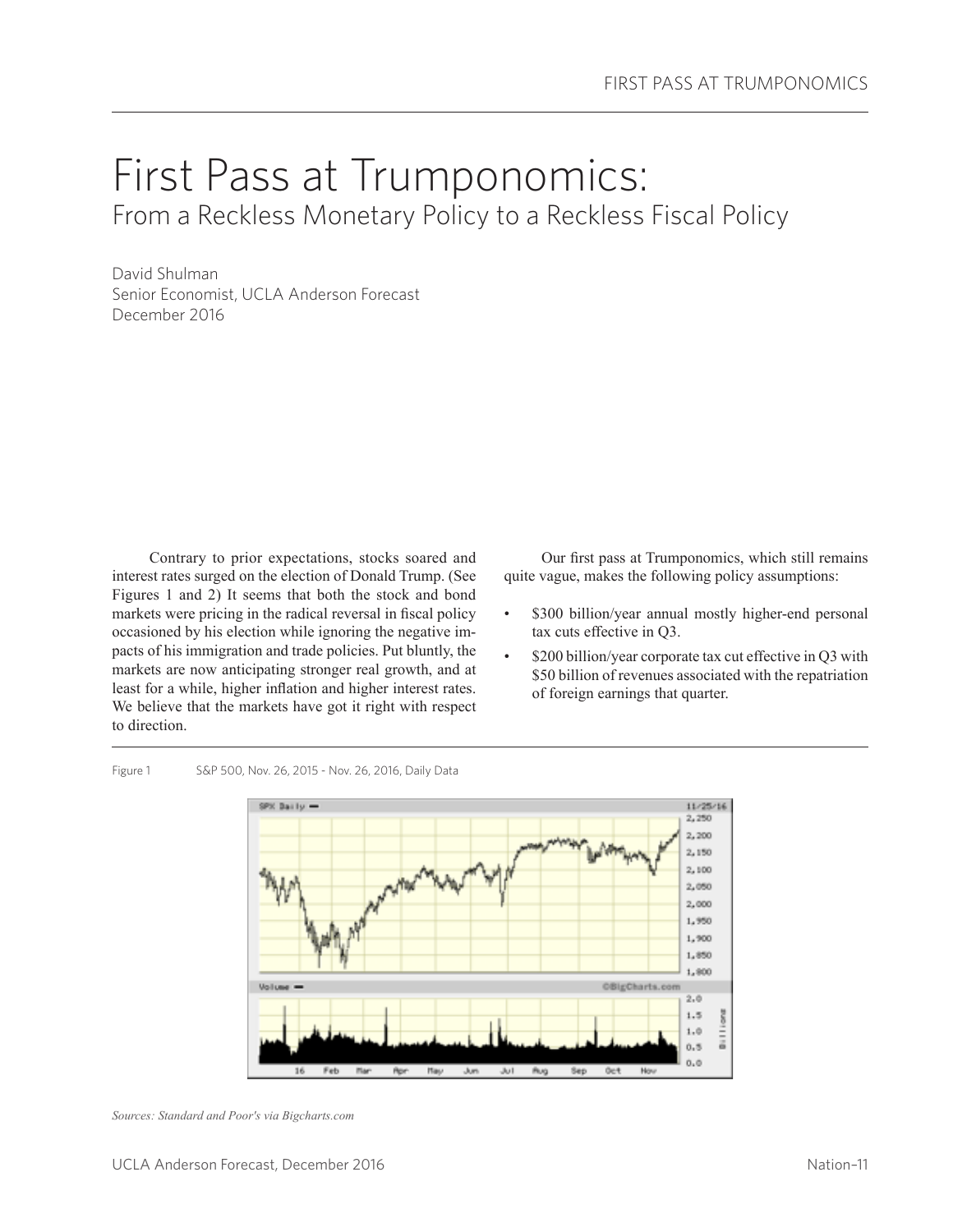# First Pass at Trumponomics:

## From a Reckless Monetary Policy to a Reckless Fiscal Policy

David Shulman
Senior Economist, UCLA Anderson Forecast
December 2016

Contrary to prior expectations, stocks soared and interest rates surged on the election of Donald Trump. (See Figures 1 and 2) It seems that both the stock and bond markets were pricing in the radical reversal in fiscal policy occasioned by his election while ignoring the negative impacts of his immigration and trade policies. Put bluntly, the markets are now anticipating stronger real growth, and at least for a while, higher inflation and higher interest rates. We believe that the markets have got it right with respect to direction.

Our first pass at Trumponomics, which still remains quite vague, makes the following policy assumptions:

- $300 billion/year annual mostly higher-end personal tax cuts effective in Q3.
- $200 billion/year corporate tax cut effective in Q3 with $50 billion of revenues associated with the repatriation of foreign earnings that quarter.

Figure 1 S&P 500, Nov. 26, 2015 - Nov. 26, 2016, Daily Data

*Sources: Standard and Poor's via Bigcharts.com*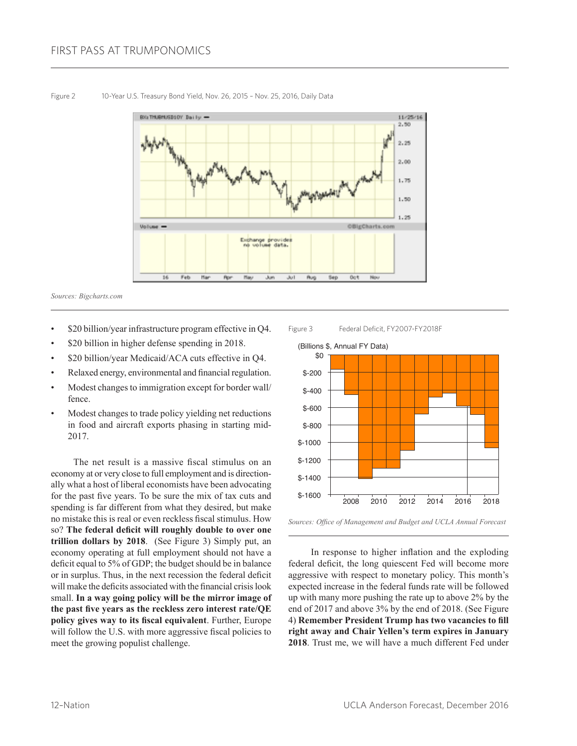Figure 2 10-Year U.S. Treasury Bond Yield, Nov. 26, 2015 – Nov. 25, 2016, Daily Data

*Sources: Bigcharts.com*

- $20 billion/year infrastructure program effective in Q4.
- $20 billion in higher defense spending in 2018.
- $20 billion/year Medicaid/ACA cuts effective in Q4.
- Relaxed energy, environmental and financial regulation.
- Modest changes to immigration except for border wall/fence.
- Modest changes to trade policy yielding net reductions in food and aircraft exports phasing in starting mid-2017.

The net result is a massive fiscal stimulus on an economy at or very close to full employment and is directionally what a host of liberal economists have been advocating for the past five years. To be sure the mix of tax cuts and spending is far different from what they desired, but make no mistake this is real or even reckless fiscal stimulus. How so? **The federal deficit will roughly double to over one trillion dollars by 2018**. (See Figure 3) Simply put, an economy operating at full employment should not have a deficit equal to 5% of GDP; the budget should be in balance or in surplus. Thus, in the next recession the federal deficit will make the deficits associated with the financial crisis look small. **In a way going policy will be the mirror image of the past five years as the reckless zero interest rate/QE policy gives way to its fiscal equivalent**. Further, Europe will follow the U.S. with more aggressive fiscal policies to meet the growing populist challenge.

Figure 3 Federal Deficit, FY2007-FY2018F

*Sources: Office of Management and Budget and UCLA Annual Forecast*

In response to higher inflation and the exploding federal deficit, the long quiescent Fed will become more aggressive with respect to monetary policy. This month's expected increase in the federal funds rate will be followed up with many more pushing the rate up to above 2% by the end of 2017 and above 3% by the end of 2018. (See Figure 4) **Remember President Trump has two vacancies to fill right away and Chair Yellen's term expires in January 2018**. Trust me, we will have a much different Fed under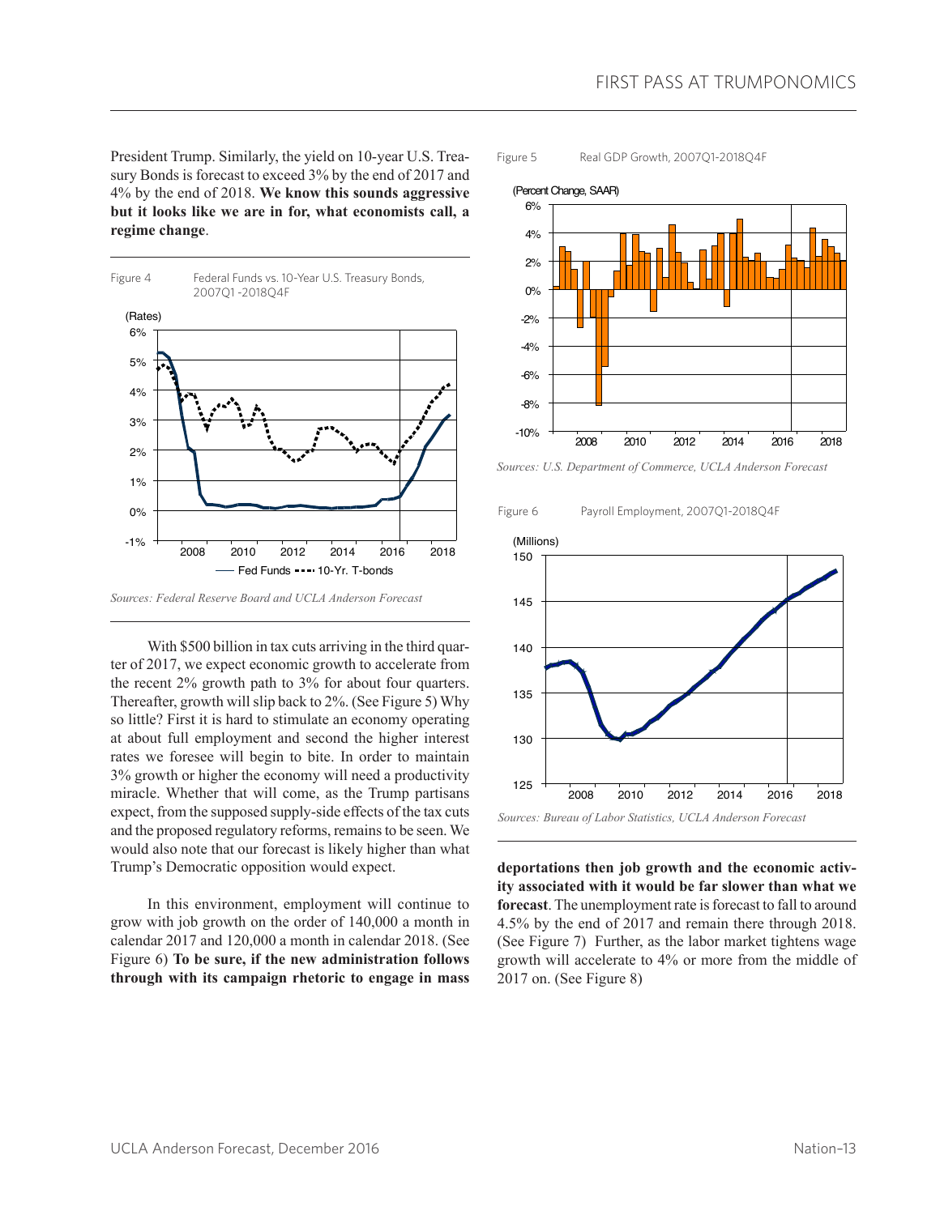President Trump. Similarly, the yield on 10-year U.S. Treasury Bonds is forecast to exceed 3% by the end of 2017 and 4% by the end of 2018. **We know this sounds aggressive but it looks like we are in for, what economists call, a regime change**.

Figure 4 Federal Funds vs. 10-Year U.S. Treasury Bonds, 2007Q1 -2018Q4F

*Sources: Federal Reserve Board and UCLA Anderson Forecast*

With $500 billion in tax cuts arriving in the third quarter of 2017, we expect economic growth to accelerate from the recent 2% growth path to 3% for about four quarters. Thereafter, growth will slip back to 2%. (See Figure 5) Why so little? First it is hard to stimulate an economy operating at about full employment and second the higher interest rates we foresee will begin to bite. In order to maintain 3% growth or higher the economy will need a productivity miracle. Whether that will come, as the Trump partisans expect, from the supposed supply-side effects of the tax cuts and the proposed regulatory reforms, remains to be seen. We would also note that our forecast is likely higher than what Trump's Democratic opposition would expect.

In this environment, employment will continue to grow with job growth on the order of 140,000 a month in calendar 2017 and 120,000 a month in calendar 2018. (See Figure 6) **To be sure, if the new administration follows through with its campaign rhetoric to engage in mass deportations then job growth and the economic activity associated with it would be far slower than what we forecast**. The unemployment rate is forecast to fall to around 4.5% by the end of 2017 and remain there through 2018. (See Figure 7) Further, as the labor market tightens wage growth will accelerate to 4% or more from the middle of 2017 on. (See Figure 8)

Figure 5 Real GDP Growth, 2007Q1-2018Q4F

*Sources: U.S. Department of Commerce, UCLA Anderson Forecast*

Figure 6 Payroll Employment, 2007Q1-2018Q4F

*Sources: Bureau of Labor Statistics, UCLA Anderson Forecast*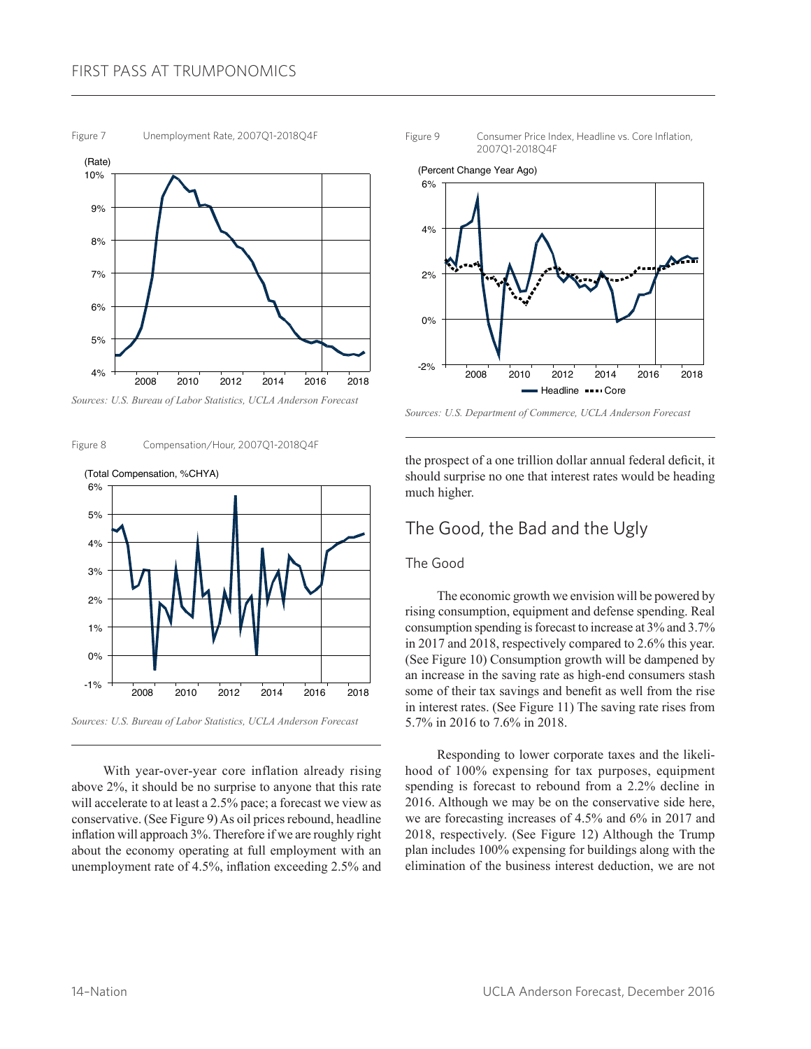Figure 7 Unemployment Rate, 2007Q1-2018Q4F

*Sources: U.S. Bureau of Labor Statistics, UCLA Anderson Forecast*

Figure 8 Compensation/Hour, 2007Q1-2018Q4F

*Sources: U.S. Bureau of Labor Statistics, UCLA Anderson Forecast*

With year-over-year core inflation already rising above 2%, it should be no surprise to anyone that this rate will accelerate to at least a 2.5% pace; a forecast we view as conservative. (See Figure 9) As oil prices rebound, headline inflation will approach 3%. Therefore if we are roughly right about the economy operating at full employment with an unemployment rate of 4.5%, inflation exceeding 2.5% and the prospect of a one trillion dollar annual federal deficit, it should surprise no one that interest rates would be heading much higher.

Figure 9 Consumer Price Index, Headline vs. Core Inflation, 2007Q1-2018Q4F

*Sources: U.S. Department of Commerce, UCLA Anderson Forecast*

## The Good, the Bad and the Ugly

### The Good

The economic growth we envision will be powered by rising consumption, equipment and defense spending. Real consumption spending is forecast to increase at 3% and 3.7% in 2017 and 2018, respectively compared to 2.6% this year. (See Figure 10) Consumption growth will be dampened by an increase in the saving rate as high-end consumers stash some of their tax savings and benefit as well from the rise in interest rates. (See Figure 11) The saving rate rises from 5.7% in 2016 to 7.6% in 2018.

Responding to lower corporate taxes and the likelihood of 100% expensing for tax purposes, equipment spending is forecast to rebound from a 2.2% decline in 2016. Although we may be on the conservative side here, we are forecasting increases of 4.5% and 6% in 2017 and 2018, respectively. (See Figure 12) Although the Trump plan includes 100% expensing for buildings along with the elimination of the business interest deduction, we are not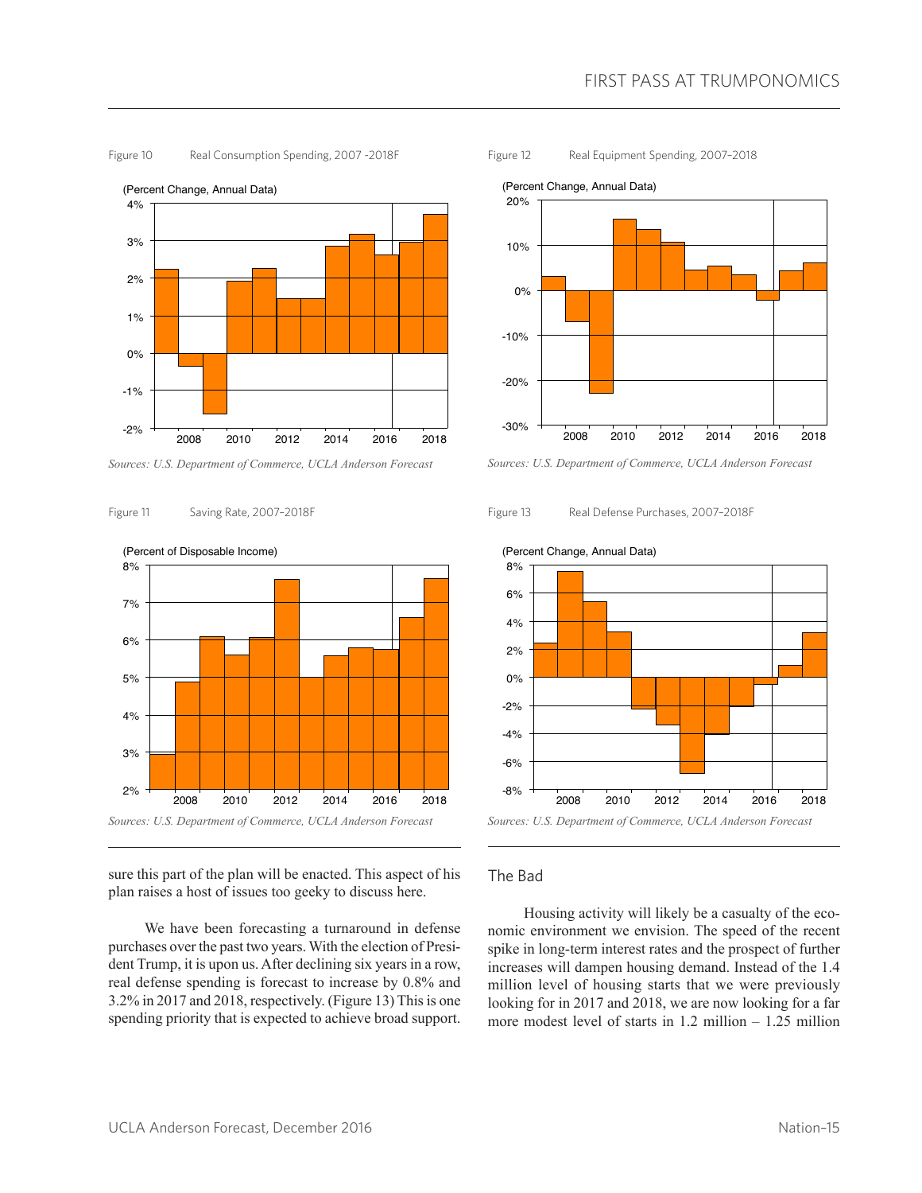Figure 10 Real Consumption Spending, 2007 -2018F

*Sources: U.S. Department of Commerce, UCLA Anderson Forecast*

Figure 11 Saving Rate, 2007–2018F

*Sources: U.S. Department of Commerce, UCLA Anderson Forecast*

Figure 12 Real Equipment Spending, 2007–2018

*Sources: U.S. Department of Commerce, UCLA Anderson Forecast*

Figure 13 Real Defense Purchases, 2007–2018F

*Sources: U.S. Department of Commerce, UCLA Anderson Forecast*

sure this part of the plan will be enacted. This aspect of his plan raises a host of issues too geeky to discuss here.

We have been forecasting a turnaround in defense purchases over the past two years. With the election of President Trump, it is upon us. After declining six years in a row, real defense spending is forecast to increase by 0.8% and 3.2% in 2017 and 2018, respectively. (Figure 13) This is one spending priority that is expected to achieve broad support.

## The Bad

Housing activity will likely be a casualty of the economic environment we envision. The speed of the recent spike in long-term interest rates and the prospect of further increases will dampen housing demand. Instead of the 1.4 million level of housing starts that we were previously looking for in 2017 and 2018, we are now looking for a far more modest level of starts in 1.2 million – 1.25 million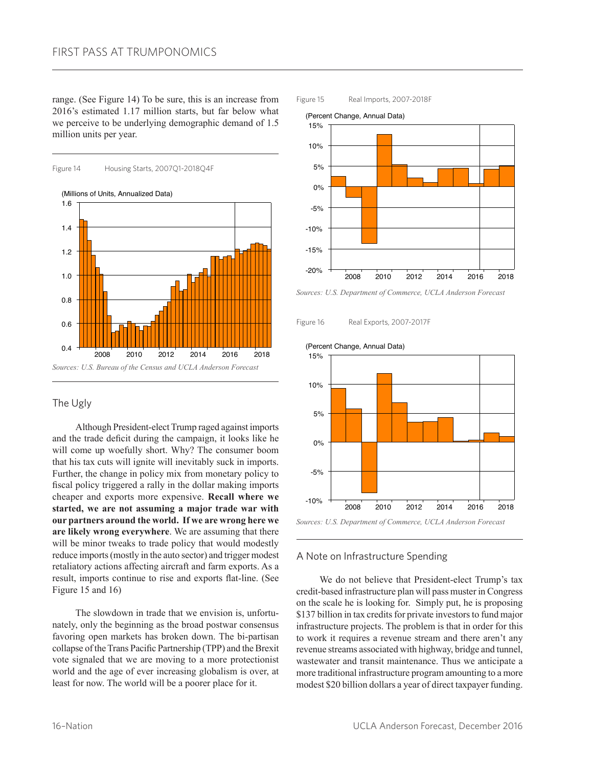range. (See Figure 14) To be sure, this is an increase from 2016's estimated 1.17 million starts, but far below what we perceive to be underlying demographic demand of 1.5 million units per year.

Figure 14 Housing Starts, 2007Q1-2018Q4F

(Millions of Units, Annualized Data)

*Sources: U.S. Bureau of the Census and UCLA Anderson Forecast*

## The Ugly

Although President-elect Trump raged against imports and the trade deficit during the campaign, it looks like he will come up woefully short. Why? The consumer boom that his tax cuts will ignite will inevitably suck in imports. Further, the change in policy mix from monetary policy to fiscal policy triggered a rally in the dollar making imports cheaper and exports more expensive. **Recall where we started, we are not assuming a major trade war with our partners around the world. If we are wrong here we are likely wrong everywhere**. We are assuming that there will be minor tweaks to trade policy that would modestly reduce imports (mostly in the auto sector) and trigger modest retaliatory actions affecting aircraft and farm exports. As a result, imports continue to rise and exports flat-line. (See Figure 15 and 16)

The slowdown in trade that we envision is, unfortunately, only the beginning as the broad postwar consensus favoring open markets has broken down. The bi-partisan collapse of the Trans Pacific Partnership (TPP) and the Brexit vote signaled that we are moving to a more protectionist world and the age of ever increasing globalism is over, at least for now. The world will be a poorer place for it.

Figure 15 Real Imports, 2007-2018F

(Percent Change, Annual Data)

*Sources: U.S. Department of Commerce, UCLA Anderson Forecast*

Figure 16 Real Exports, 2007-2017F

(Percent Change, Annual Data)

*Sources: U.S. Department of Commerce, UCLA Anderson Forecast*

## A Note on Infrastructure Spending

We do not believe that President-elect Trump's tax credit-based infrastructure plan will pass muster in Congress on the scale he is looking for. Simply put, he is proposing $137 billion in tax credits for private investors to fund major infrastructure projects. The problem is that in order for this to work it requires a revenue stream and there aren't any revenue streams associated with highway, bridge and tunnel, wastewater and transit maintenance. Thus we anticipate a more traditional infrastructure program amounting to a more modest $20 billion dollars a year of direct taxpayer funding.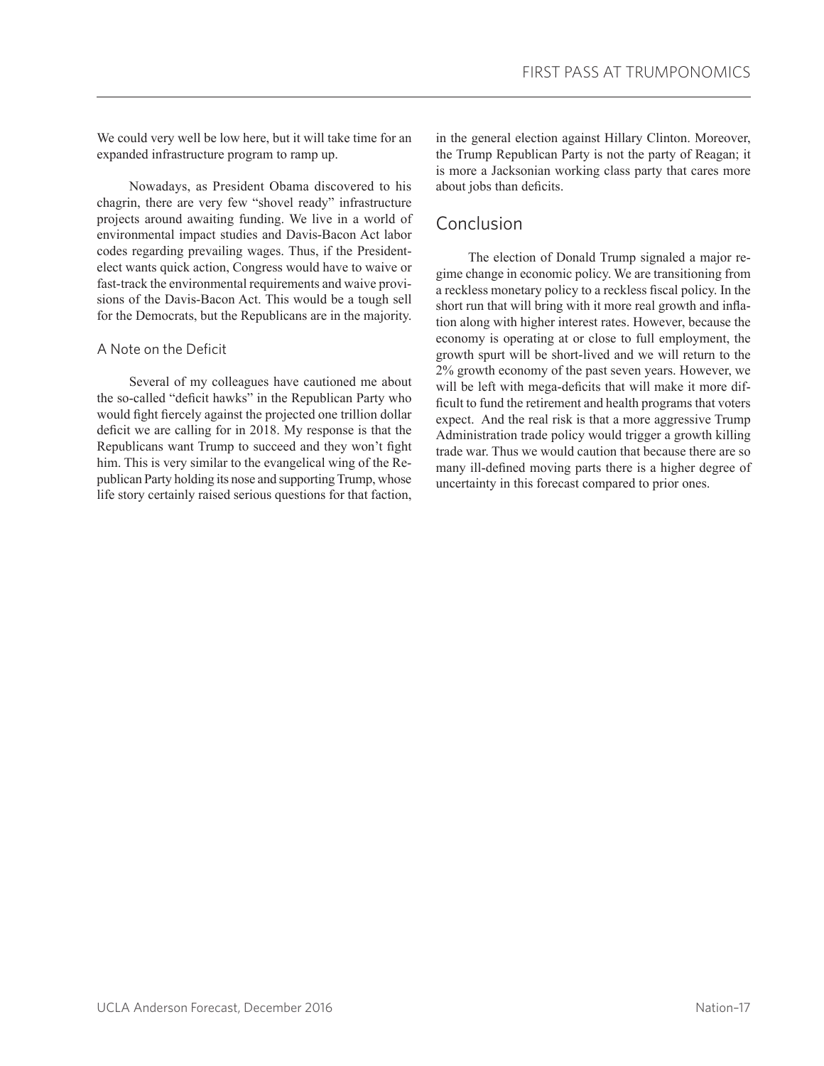We could very well be low here, but it will take time for an expanded infrastructure program to ramp up.

Nowadays, as President Obama discovered to his chagrin, there are very few "shovel ready" infrastructure projects around awaiting funding. We live in a world of environmental impact studies and Davis-Bacon Act labor codes regarding prevailing wages. Thus, if the President-elect wants quick action, Congress would have to waive or fast-track the environmental requirements and waive provisions of the Davis-Bacon Act. This would be a tough sell for the Democrats, but the Republicans are in the majority.

### A Note on the Deficit

Several of my colleagues have cautioned me about the so-called "deficit hawks" in the Republican Party who would fight fiercely against the projected one trillion dollar deficit we are calling for in 2018. My response is that the Republicans want Trump to succeed and they won't fight him. This is very similar to the evangelical wing of the Republican Party holding its nose and supporting Trump, whose life story certainly raised serious questions for that faction, in the general election against Hillary Clinton. Moreover, the Trump Republican Party is not the party of Reagan; it is more a Jacksonian working class party that cares more about jobs than deficits.

## Conclusion

The election of Donald Trump signaled a major regime change in economic policy. We are transitioning from a reckless monetary policy to a reckless fiscal policy. In the short run that will bring with it more real growth and inflation along with higher interest rates. However, because the economy is operating at or close to full employment, the growth spurt will be short-lived and we will return to the 2% growth economy of the past seven years. However, we will be left with mega-deficits that will make it more difficult to fund the retirement and health programs that voters expect. And the real risk is that a more aggressive Trump Administration trade policy would trigger a growth killing trade war. Thus we would caution that because there are so many ill-defined moving parts there is a higher degree of uncertainty in this forecast compared to prior ones.